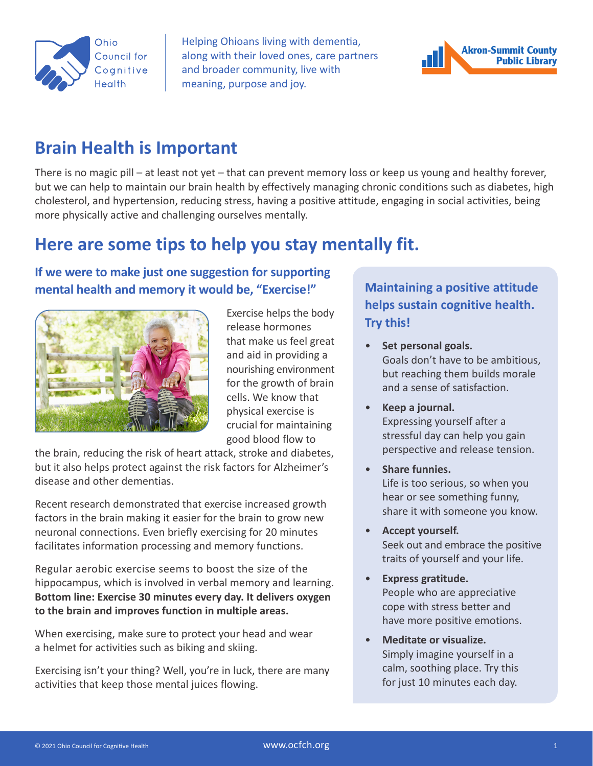Ohio Council for Cognitive Health

Helping Ohioans living with dementia, along with their loved ones, care partners and broader community, live with meaning, purpose and joy.

Akron-Summit County Public Library

# Brain Health is Important

There is no magic pill – at least not yet – that can prevent memory loss or keep us young and healthy forever, but we can help to maintain our brain health by effectively managing chronic conditions such as diabetes, high cholesterol, and hypertension, reducing stress, having a positive attitude, engaging in social activities, being more physically active and challenging ourselves mentally.

## Here are some tips to help you stay mentally fit.

### If we were to make just one suggestion for supporting mental health and memory it would be, "Exercise!"

Exercise helps the body release hormones that make us feel great and aid in providing a nourishing environment for the growth of brain cells. We know that physical exercise is crucial for maintaining good blood flow to the brain, reducing the risk of heart attack, stroke and diabetes, but it also helps protect against the risk factors for Alzheimer's disease and other dementias.

Recent research demonstrated that exercise increased growth factors in the brain making it easier for the brain to grow new neuronal connections. Even briefly exercising for 20 minutes facilitates information processing and memory functions.

Regular aerobic exercise seems to boost the size of the hippocampus, which is involved in verbal memory and learning. **Bottom line: Exercise 30 minutes every day. It delivers oxygen to the brain and improves function in multiple areas.**

When exercising, make sure to protect your head and wear a helmet for activities such as biking and skiing.

Exercising isn't your thing? Well, you're in luck, there are many activities that keep those mental juices flowing.

### Maintaining a positive attitude helps sustain cognitive health. Try this!

- **Set personal goals.**
  Goals don't have to be ambitious, but reaching them builds morale and a sense of satisfaction.
- **Keep a journal.**
  Expressing yourself after a stressful day can help you gain perspective and release tension.
- **Share funnies.**
  Life is too serious, so when you hear or see something funny, share it with someone you know.
- **Accept yourself.**
  Seek out and embrace the positive traits of yourself and your life.
- **Express gratitude.**
  People who are appreciative cope with stress better and have more positive emotions.
- **Meditate or visualize.**
  Simply imagine yourself in a calm, soothing place. Try this for just 10 minutes each day.

© 2021 Ohio Council for Cognitive Health    www.ocfch.org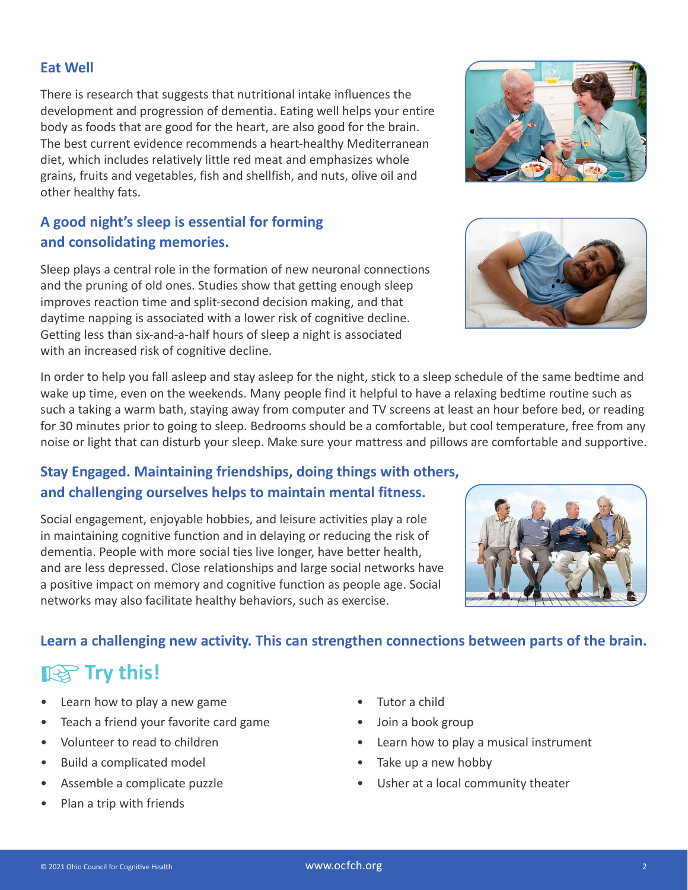## Eat Well

There is research that suggests that nutritional intake influences the development and progression of dementia. Eating well helps your entire body as foods that are good for the heart, are also good for the brain. The best current evidence recommends a heart-healthy Mediterranean diet, which includes relatively little red meat and emphasizes whole grains, fruits and vegetables, fish and shellfish, and nuts, olive oil and other healthy fats.

## A good night's sleep is essential for forming and consolidating memories.

Sleep plays a central role in the formation of new neuronal connections and the pruning of old ones. Studies show that getting enough sleep improves reaction time and split-second decision making, and that daytime napping is associated with a lower risk of cognitive decline. Getting less than six-and-a-half hours of sleep a night is associated with an increased risk of cognitive decline.

In order to help you fall asleep and stay asleep for the night, stick to a sleep schedule of the same bedtime and wake up time, even on the weekends. Many people find it helpful to have a relaxing bedtime routine such as such a taking a warm bath, staying away from computer and TV screens at least an hour before bed, or reading for 30 minutes prior to going to sleep. Bedrooms should be a comfortable, but cool temperature, free from any noise or light that can disturb your sleep. Make sure your mattress and pillows are comfortable and supportive.

## Stay Engaged. Maintaining friendships, doing things with others, and challenging ourselves helps to maintain mental fitness.

Social engagement, enjoyable hobbies, and leisure activities play a role in maintaining cognitive function and in delaying or reducing the risk of dementia. People with more social ties live longer, have better health, and are less depressed. Close relationships and large social networks have a positive impact on memory and cognitive function as people age. Social networks may also facilitate healthy behaviors, such as exercise.

## Learn a challenging new activity. This can strengthen connections between parts of the brain.

## Try this!

- Learn how to play a new game
- Teach a friend your favorite card game
- Volunteer to read to children
- Build a complicated model
- Assemble a complicate puzzle
- Plan a trip with friends
- Tutor a child
- Join a book group
- Learn how to play a musical instrument
- Take up a new hobby
- Usher at a local community theater

© 2021 Ohio Council for Cognitive Health

www.ocfch.org